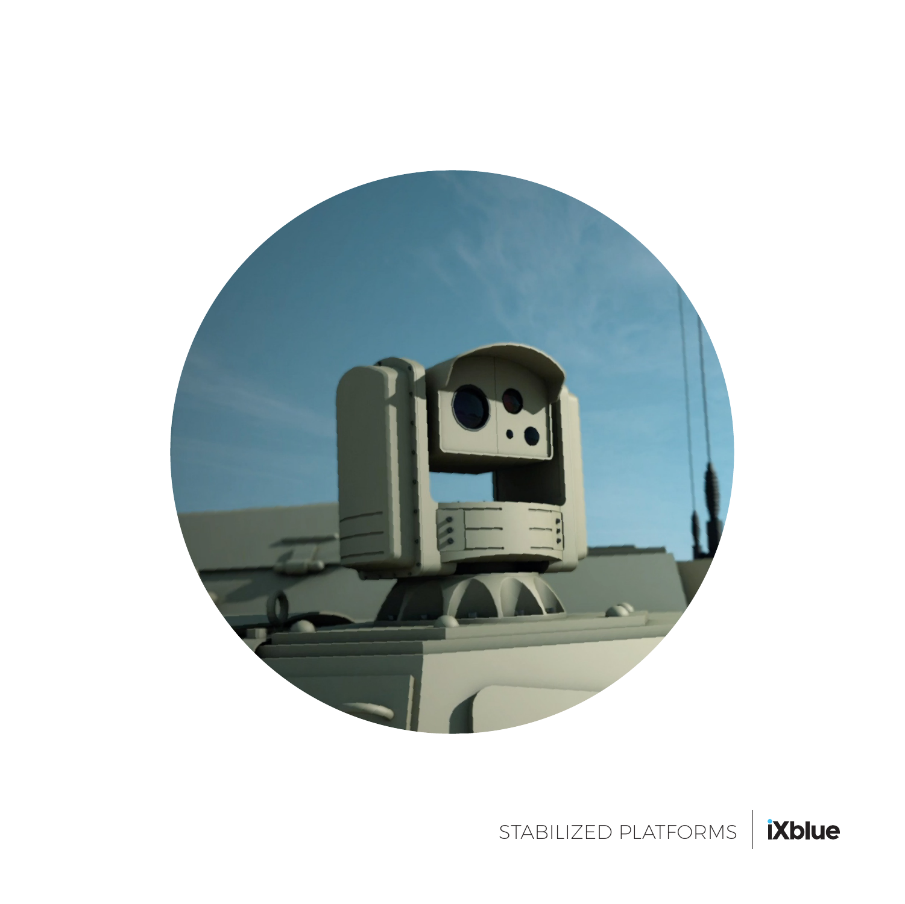STABILIZED PLATFORMS | iXblue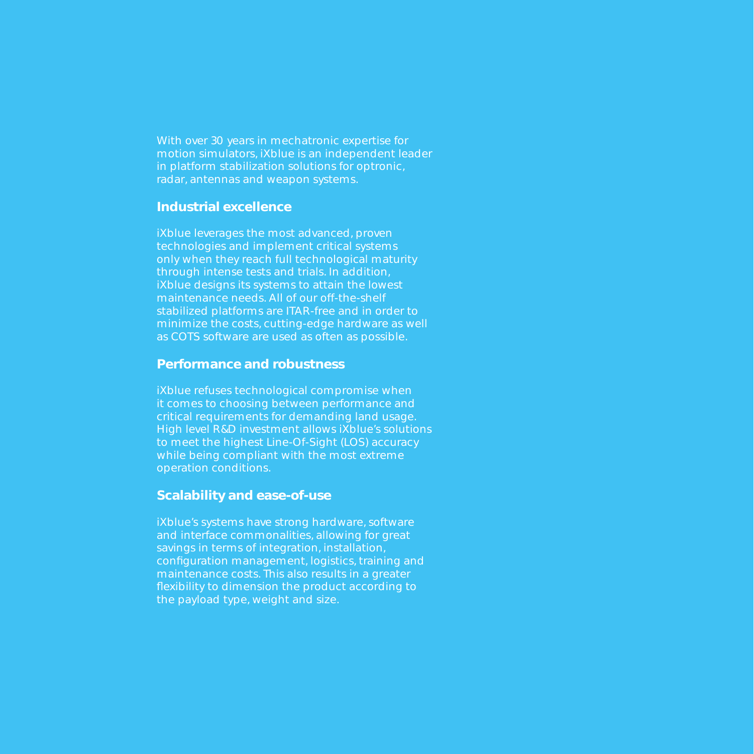With over 30 years in mechatronic expertise for motion simulators, iXblue is an independent leader in platform stabilization solutions for optronic, radar, antennas and weapon systems.

## Industrial excellence

iXblue leverages the most advanced, proven technologies and implement critical systems only when they reach full technological maturity through intense tests and trials. In addition, iXblue designs its systems to attain the lowest maintenance needs. All of our off-the-shelf stabilized platforms are ITAR-free and in order to minimize the costs, cutting-edge hardware as well as COTS software are used as often as possible.

## Performance and robustness

iXblue refuses technological compromise when it comes to choosing between performance and critical requirements for demanding land usage. High level R&D investment allows iXblue's solutions to meet the highest Line-Of-Sight (LOS) accuracy while being compliant with the most extreme operation conditions.

## Scalability and ease-of-use

iXblue's systems have strong hardware, software and interface commonalities, allowing for great savings in terms of integration, installation, configuration management, logistics, training and maintenance costs. This also results in a greater flexibility to dimension the product according to the payload type, weight and size.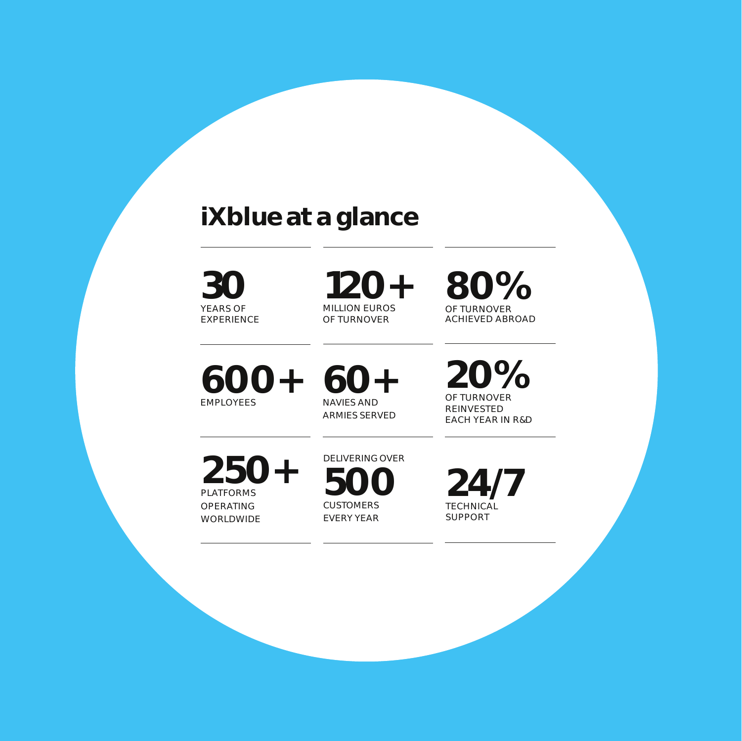# iXblue at a glance

**30**
YEARS OF EXPERIENCE

**120+**
MILLION EUROS OF TURNOVER

**80%**
OF TURNOVER ACHIEVED ABROAD

**600+**
EMPLOYEES

**60+**
NAVIES AND ARMIES SERVED

**20%**
OF TURNOVER REINVESTED EACH YEAR IN R&D

**250+**
PLATFORMS OPERATING WORLDWIDE

DELIVERING OVER
**500**
CUSTOMERS EVERY YEAR

**24/7**
TECHNICAL SUPPORT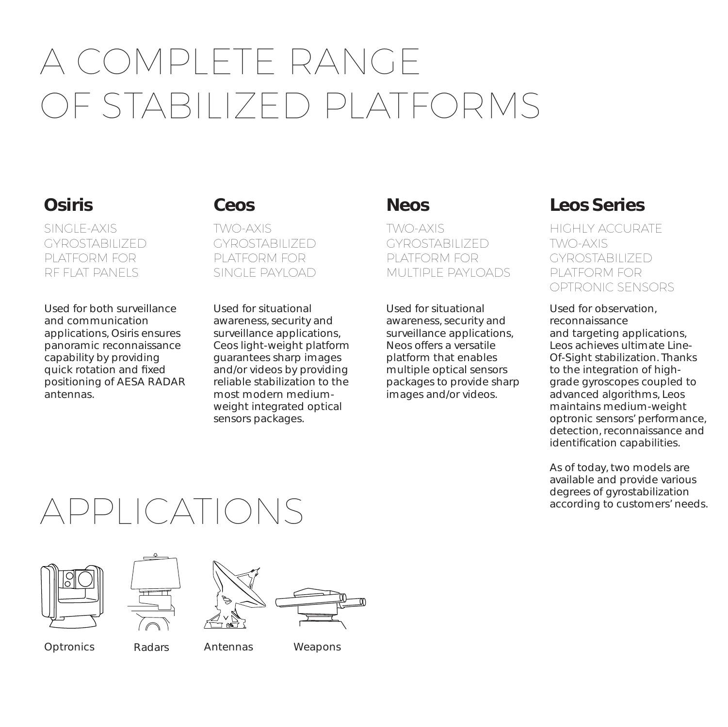# A COMPLETE RANGE OF STABILIZED PLATFORMS

## Osiris

SINGLE-AXIS GYROSTABILIZED PLATFORM FOR RF FLAT PANELS

Used for both surveillance and communication applications, Osiris ensures panoramic reconnaissance capability by providing quick rotation and fixed positioning of AESA RADAR antennas.

## Ceos

TWO-AXIS GYROSTABILIZED PLATFORM FOR SINGLE PAYLOAD

Used for situational awareness, security and surveillance applications, Ceos light-weight platform guarantees sharp images and/or videos by providing reliable stabilization to the most modern medium-weight integrated optical sensors packages.

## Neos

TWO-AXIS GYROSTABILIZED PLATFORM FOR MULTIPLE PAYLOADS

Used for situational awareness, security and surveillance applications, Neos offers a versatile platform that enables multiple optical sensors packages to provide sharp images and/or videos.

## Leos Series

HIGHLY ACCURATE TWO-AXIS GYROSTABILIZED PLATFORM FOR OPTRONIC SENSORS

Used for observation, reconnaissance and targeting applications, Leos achieves ultimate Line-Of-Sight stabilization. Thanks to the integration of high-grade gyroscopes coupled to advanced algorithms, Leos maintains medium-weight optronic sensors' performance, detection, reconnaissance and identification capabilities.

As of today, two models are available and provide various degrees of gyrostabilization according to customers' needs.

# APPLICATIONS

Optronics

Radars

Antennas

Weapons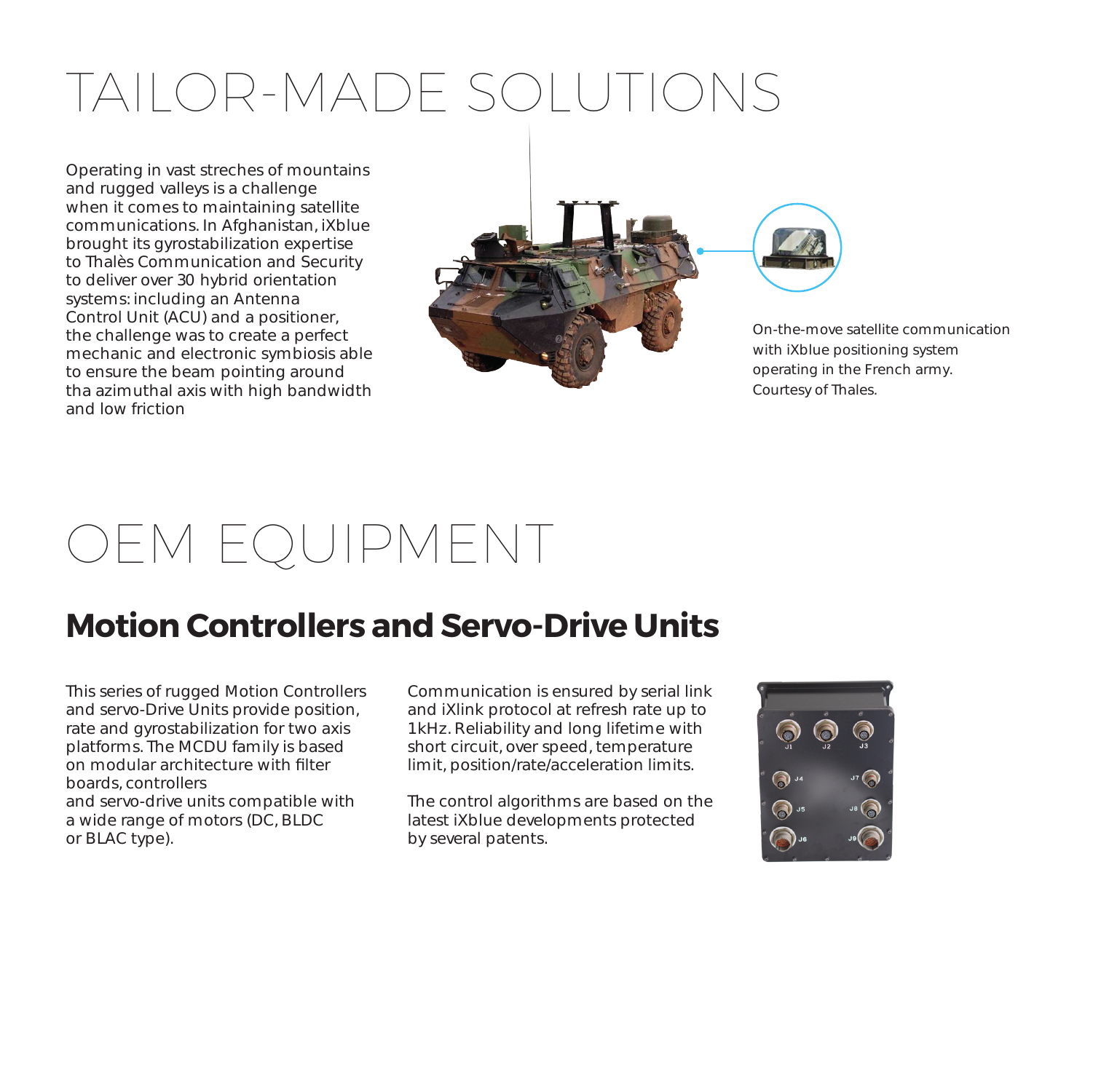# TAILOR-MADE SOLUTIONS

Operating in vast streches of mountains and rugged valleys is a challenge when it comes to maintaining satellite communications. In Afghanistan, iXblue brought its gyrostabilization expertise to Thalès Communication and Security to deliver over 30 hybrid orientation systems: including an Antenna Control Unit (ACU) and a positioner, the challenge was to create a perfect mechanic and electronic symbiosis able to ensure the beam pointing around tha azimuthal axis with high bandwidth and low friction

On-the-move satellite communication with iXblue positioning system operating in the French army. Courtesy of Thales.

# OEM EQUIPMENT

## Motion Controllers and Servo-Drive Units

This series of rugged Motion Controllers and servo-Drive Units provide position, rate and gyrostabilization for two axis platforms. The MCDU family is based on modular architecture with filter boards, controllers and servo-drive units compatible with a wide range of motors (DC, BLDC or BLAC type).

Communication is ensured by serial link and iXlink protocol at refresh rate up to 1kHz. Reliability and long lifetime with short circuit, over speed, temperature limit, position/rate/acceleration limits.

The control algorithms are based on the latest iXblue developments protected by several patents.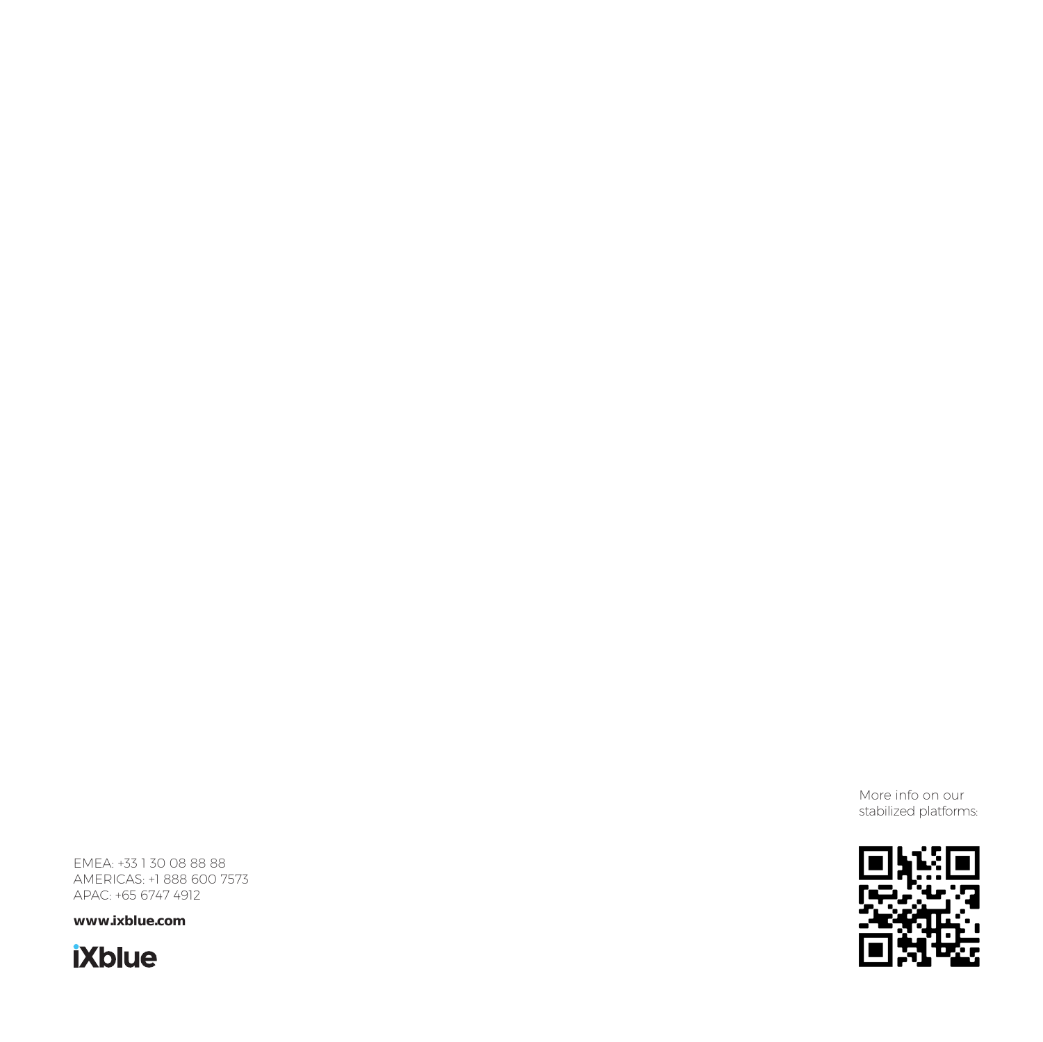More info on our
stabilized platforms:

EMEA: +33 1 30 08 88 88
AMERICAS: +1 888 600 7573
APAC: +65 6747 4912

**www.ixblue.com**

iXblue